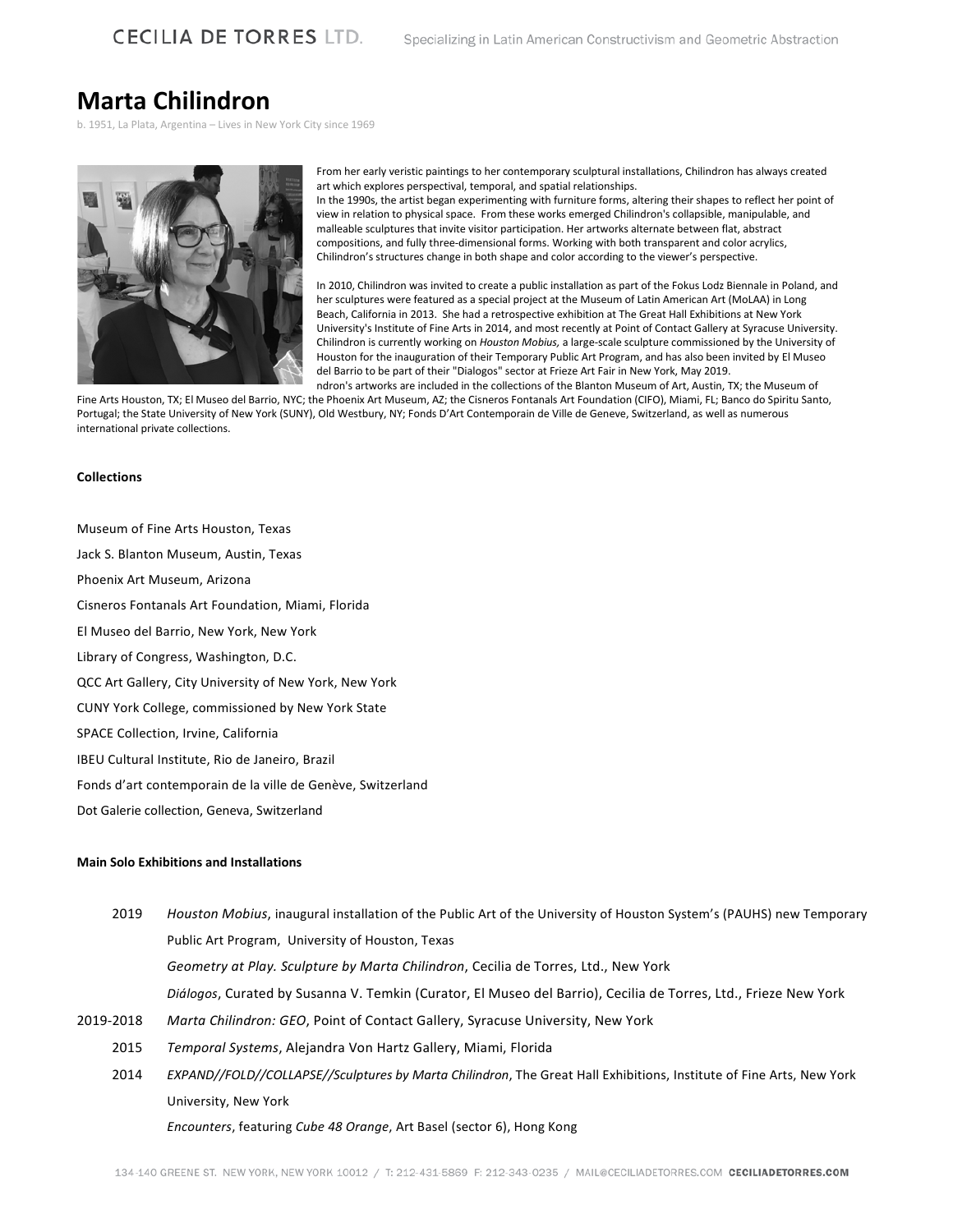# Marta Chilindron

b. 1951, La Plata, Argentina – Lives in New York City since 1969

From her early veristic paintings to her contemporary sculptural installations, Chilindron has always created art which explores perspectival, temporal, and spatial relationships.
In the 1990s, the artist began experimenting with furniture forms, altering their shapes to reflect her point of view in relation to physical space. From these works emerged Chilindron's collapsible, manipulable, and malleable sculptures that invite visitor participation. Her artworks alternate between flat, abstract compositions, and fully three-dimensional forms. Working with both transparent and color acrylics, Chilindron's structures change in both shape and color according to the viewer's perspective.

In 2010, Chilindron was invited to create a public installation as part of the Fokus Lodz Biennale in Poland, and her sculptures were featured as a special project at the Museum of Latin American Art (MoLAA) in Long Beach, California in 2013. She had a retrospective exhibition at The Great Hall Exhibitions at New York University's Institute of Fine Arts in 2014, and most recently at Point of Contact Gallery at Syracuse University. Chilindron is currently working on *Houston Mobius,* a large-scale sculpture commissioned by the University of Houston for the inauguration of their Temporary Public Art Program, and has also been invited by El Museo del Barrio to be part of their "Dialogos" sector at Frieze Art Fair in New York, May 2019.
ndron's artworks are included in the collections of the Blanton Museum of Art, Austin, TX; the Museum of Fine Arts Houston, TX; El Museo del Barrio, NYC; the Phoenix Art Museum, AZ; the Cisneros Fontanals Art Foundation (CIFO), Miami, FL; Banco do Spiritu Santo, Portugal; the State University of New York (SUNY), Old Westbury, NY; Fonds D'Art Contemporain de Ville de Geneve, Switzerland, as well as numerous international private collections.

**Collections**

Museum of Fine Arts Houston, Texas

Jack S. Blanton Museum, Austin, Texas

Phoenix Art Museum, Arizona

Cisneros Fontanals Art Foundation, Miami, Florida

El Museo del Barrio, New York, New York

Library of Congress, Washington, D.C.

QCC Art Gallery, City University of New York, New York

CUNY York College, commissioned by New York State

SPACE Collection, Irvine, California

IBEU Cultural Institute, Rio de Janeiro, Brazil

Fonds d'art contemporain de la ville de Genève, Switzerland

Dot Galerie collection, Geneva, Switzerland

**Main Solo Exhibitions and Installations**

2019 — *Houston Mobius*, inaugural installation of the Public Art of the University of Houston System's (PAUHS) new Temporary Public Art Program, University of Houston, Texas

*Geometry at Play. Sculpture by Marta Chilindron*, Cecilia de Torres, Ltd., New York

*Diálogos*, Curated by Susanna V. Temkin (Curator, El Museo del Barrio), Cecilia de Torres, Ltd., Frieze New York

2019-2018 — *Marta Chilindron: GEO*, Point of Contact Gallery, Syracuse University, New York

2015 — *Temporal Systems*, Alejandra Von Hartz Gallery, Miami, Florida

2014 — *EXPAND//FOLD//COLLAPSE//Sculptures by Marta Chilindron*, The Great Hall Exhibitions, Institute of Fine Arts, New York University, New York

*Encounters*, featuring *Cube 48 Orange*, Art Basel (sector 6), Hong Kong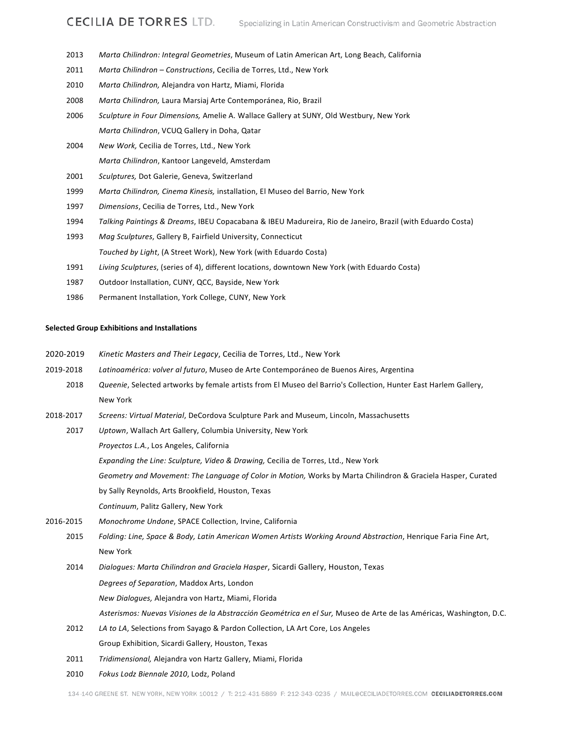2013 *Marta Chilindron: Integral Geometries*, Museum of Latin American Art, Long Beach, California

2011 *Marta Chilindron – Constructions*, Cecilia de Torres, Ltd., New York

2010 *Marta Chilindron,* Alejandra von Hartz, Miami, Florida

2008 *Marta Chilindron,* Laura Marsiaj Arte Contemporánea, Rio, Brazil

2006 *Sculpture in Four Dimensions,* Amelie A. Wallace Gallery at SUNY, Old Westbury, New York
*Marta Chilindron*, VCUQ Gallery in Doha, Qatar

2004 *New Work,* Cecilia de Torres, Ltd., New York
*Marta Chilindron*, Kantoor Langeveld, Amsterdam

2001 *Sculptures,* Dot Galerie, Geneva, Switzerland

1999 *Marta Chilindron, Cinema Kinesis,* installation, El Museo del Barrio, New York

1997 *Dimensions*, Cecilia de Torres, Ltd., New York

1994 *Talking Paintings & Dreams*, IBEU Copacabana & IBEU Madureira, Rio de Janeiro, Brazil (with Eduardo Costa)

1993 *Mag Sculptures*, Gallery B, Fairfield University, Connecticut
*Touched by Light*, (A Street Work), New York (with Eduardo Costa)

1991 *Living Sculptures*, (series of 4), different locations, downtown New York (with Eduardo Costa)

1987 Outdoor Installation, CUNY, QCC, Bayside, New York

1986 Permanent Installation, York College, CUNY, New York

**Selected Group Exhibitions and Installations**

2020-2019 *Kinetic Masters and Their Legacy*, Cecilia de Torres, Ltd., New York

2019-2018 *Latinoamérica: volver al futuro*, Museo de Arte Contemporáneo de Buenos Aires, Argentina

2018 *Queenie*, Selected artworks by female artists from El Museo del Barrio's Collection, Hunter East Harlem Gallery, New York

2018-2017 *Screens: Virtual Material*, DeCordova Sculpture Park and Museum, Lincoln, Massachusetts

2017 *Uptown*, Wallach Art Gallery, Columbia University, New York
*Proyectos L.A.*, Los Angeles, California
*Expanding the Line: Sculpture, Video & Drawing,* Cecilia de Torres, Ltd., New York
*Geometry and Movement: The Language of Color in Motion,* Works by Marta Chilindron & Graciela Hasper, Curated by Sally Reynolds, Arts Brookfield, Houston, Texas
*Continuum*, Palitz Gallery, New York

2016-2015 *Monochrome Undone*, SPACE Collection, Irvine, California

2015 *Folding: Line, Space & Body, Latin American Women Artists Working Around Abstraction*, Henrique Faria Fine Art, New York

2014 *Dialogues: Marta Chilindron and Graciela Hasper*, Sicardi Gallery, Houston, Texas
*Degrees of Separation*, Maddox Arts, London
*New Dialogues,* Alejandra von Hartz, Miami, Florida
*Asterismos: Nuevas Visiones de la Abstracción Geométrica en el Sur,* Museo de Arte de las Américas, Washington, D.C.

2012 *LA to LA*, Selections from Sayago & Pardon Collection, LA Art Core, Los Angeles
Group Exhibition, Sicardi Gallery, Houston, Texas

2011 *Tridimensional,* Alejandra von Hartz Gallery, Miami, Florida

2010 *Fokus Lodz Biennale 2010*, Lodz, Poland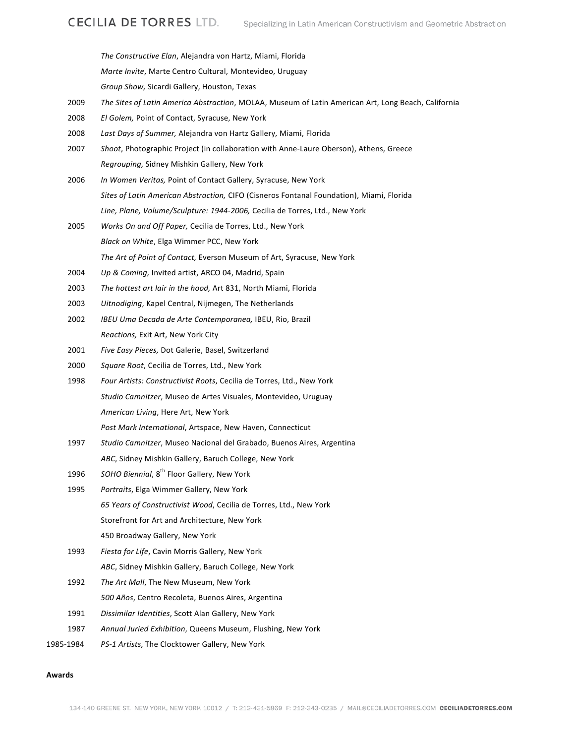| | |
|---|---|
| | *The Constructive Elan*, Alejandra von Hartz, Miami, Florida |
| | *Marte Invite*, Marte Centro Cultural, Montevideo, Uruguay |
| | *Group Show,* Sicardi Gallery, Houston, Texas |
| 2009 | *The Sites of Latin America Abstraction*, MOLAA, Museum of Latin American Art, Long Beach, California |
| 2008 | *El Golem,* Point of Contact, Syracuse, New York |
| 2008 | *Last Days of Summer,* Alejandra von Hartz Gallery, Miami, Florida |
| 2007 | *Shoot*, Photographic Project (in collaboration with Anne-Laure Oberson), Athens, Greece |
| | *Regrouping,* Sidney Mishkin Gallery, New York |
| 2006 | *In Women Veritas,* Point of Contact Gallery, Syracuse, New York |
| | *Sites of Latin American Abstraction,* CIFO (Cisneros Fontanal Foundation), Miami, Florida |
| | *Line, Plane, Volume/Sculpture: 1944-2006,* Cecilia de Torres, Ltd., New York |
| 2005 | *Works On and Off Paper,* Cecilia de Torres, Ltd., New York |
| | *Black on White*, Elga Wimmer PCC, New York |
| | *The Art of Point of Contact,* Everson Museum of Art, Syracuse, New York |
| 2004 | *Up & Coming,* Invited artist, ARCO 04, Madrid, Spain |
| 2003 | *The hottest art lair in the hood,* Art 831, North Miami, Florida |
| 2003 | *Uitnodiging*, Kapel Central, Nijmegen, The Netherlands |
| 2002 | *IBEU Uma Decada de Arte Contemporanea,* IBEU, Rio, Brazil |
| | *Reactions,* Exit Art, New York City |
| 2001 | *Five Easy Pieces,* Dot Galerie, Basel, Switzerland |
| 2000 | *Square Root*, Cecilia de Torres, Ltd., New York |
| 1998 | *Four Artists: Constructivist Roots*, Cecilia de Torres, Ltd., New York |
| | *Studio Camnitzer*, Museo de Artes Visuales, Montevideo, Uruguay |
| | *American Living*, Here Art, New York |
| | *Post Mark International*, Artspace, New Haven, Connecticut |
| 1997 | *Studio Camnitzer*, Museo Nacional del Grabado, Buenos Aires, Argentina |
| | *ABC*, Sidney Mishkin Gallery, Baruch College, New York |
| 1996 | *SOHO Biennial*, 8th Floor Gallery, New York |
| 1995 | *Portraits*, Elga Wimmer Gallery, New York |
| | *65 Years of Constructivist Wood*, Cecilia de Torres, Ltd., New York |
| | Storefront for Art and Architecture, New York |
| | 450 Broadway Gallery, New York |
| 1993 | *Fiesta for Life*, Cavin Morris Gallery, New York |
| | *ABC*, Sidney Mishkin Gallery, Baruch College, New York |
| 1992 | *The Art Mall*, The New Museum, New York |
| | *500 Años*, Centro Recoleta, Buenos Aires, Argentina |
| 1991 | *Dissimilar Identities*, Scott Alan Gallery, New York |
| 1987 | *Annual Juried Exhibition*, Queens Museum, Flushing, New York |
| 1985-1984 | *PS-1 Artists*, The Clocktower Gallery, New York |

**Awards**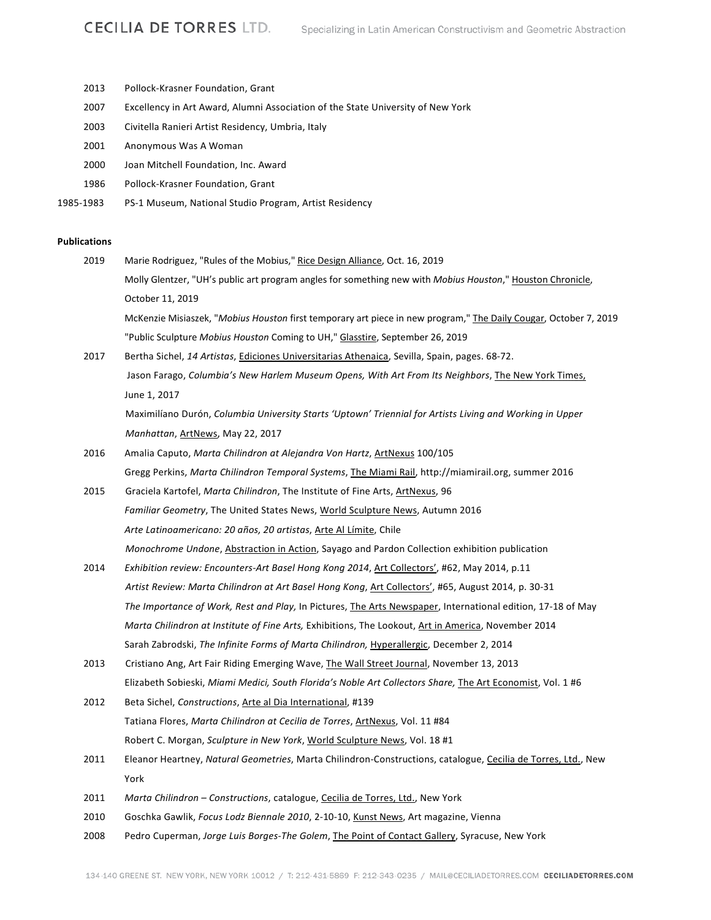| | |
|---|---|
| 2013 | Pollock-Krasner Foundation, Grant |
| 2007 | Excellency in Art Award, Alumni Association of the State University of New York |
| 2003 | Civitella Ranieri Artist Residency, Umbria, Italy |
| 2001 | Anonymous Was A Woman |
| 2000 | Joan Mitchell Foundation, Inc. Award |
| 1986 | Pollock-Krasner Foundation, Grant |
| 1985-1983 | PS-1 Museum, National Studio Program, Artist Residency |

**Publications**

| | |
|---|---|
| 2019 | Marie Rodriguez, "Rules of the Mobius," Rice Design Alliance, Oct. 16, 2019 |
| | Molly Glentzer, "UH's public art program angles for something new with *Mobius Houston*," Houston Chronicle, October 11, 2019 |
| | McKenzie Misiaszek, "*Mobius Houston* first temporary art piece in new program," The Daily Cougar, October 7, 2019 |
| | "Public Sculpture *Mobius Houston* Coming to UH," Glasstire, September 26, 2019 |
| 2017 | Bertha Sichel, *14 Artistas*, Ediciones Universitarias Athenaica, Sevilla, Spain, pages. 68-72. |
| | Jason Farago, *Columbia's New Harlem Museum Opens, With Art From Its Neighbors*, The New York Times, June 1, 2017 |
| | Maximilíano Durón, *Columbia University Starts 'Uptown' Triennial for Artists Living and Working in Upper Manhattan*, ArtNews, May 22, 2017 |
| 2016 | Amalia Caputo, *Marta Chilindron at Alejandra Von Hartz*, ArtNexus 100/105 |
| | Gregg Perkins, *Marta Chilindron Temporal Systems*, The Miami Rail, http://miamirail.org, summer 2016 |
| 2015 | Graciela Kartofel, *Marta Chilindron*, The Institute of Fine Arts, ArtNexus, 96 |
| | *Familiar Geometry*, The United States News, World Sculpture News, Autumn 2016 |
| | *Arte Latinoamericano: 20 años, 20 artistas*, Arte Al Límite, Chile |
| | *Monochrome Undone*, Abstraction in Action, Sayago and Pardon Collection exhibition publication |
| 2014 | *Exhibition review: Encounters-Art Basel Hong Kong 2014*, Art Collectors', #62, May 2014, p.11 |
| | *Artist Review: Marta Chilindron at Art Basel Hong Kong*, Art Collectors', #65, August 2014, p. 30-31 |
| | *The Importance of Work, Rest and Play,* In Pictures, The Arts Newspaper, International edition, 17-18 of May |
| | *Marta Chilindron at Institute of Fine Arts,* Exhibitions, The Lookout, Art in America, November 2014 |
| | Sarah Zabrodski, *The Infinite Forms of Marta Chilindron,* Hyperallergic, December 2, 2014 |
| 2013 | Cristiano Ang, Art Fair Riding Emerging Wave, The Wall Street Journal, November 13, 2013 |
| | Elizabeth Sobieski, *Miami Medici, South Florida's Noble Art Collectors Share,* The Art Economist, Vol. 1 #6 |
| 2012 | Beta Sichel, *Constructions*, Arte al Dia International, #139 |
| | Tatiana Flores, *Marta Chilindron at Cecilia de Torres*, ArtNexus, Vol. 11 #84 |
| | Robert C. Morgan, *Sculpture in New York*, World Sculpture News, Vol. 18 #1 |
| 2011 | Eleanor Heartney, *Natural Geometries*, Marta Chilindron-Constructions, catalogue, Cecilia de Torres, Ltd., New York |
| 2011 | *Marta Chilindron – Constructions*, catalogue, Cecilia de Torres, Ltd., New York |
| 2010 | Goschka Gawlik, *Focus Lodz Biennale 2010*, 2-10-10, Kunst News, Art magazine, Vienna |
| 2008 | Pedro Cuperman, *Jorge Luis Borges-The Golem*, The Point of Contact Gallery, Syracuse, New York |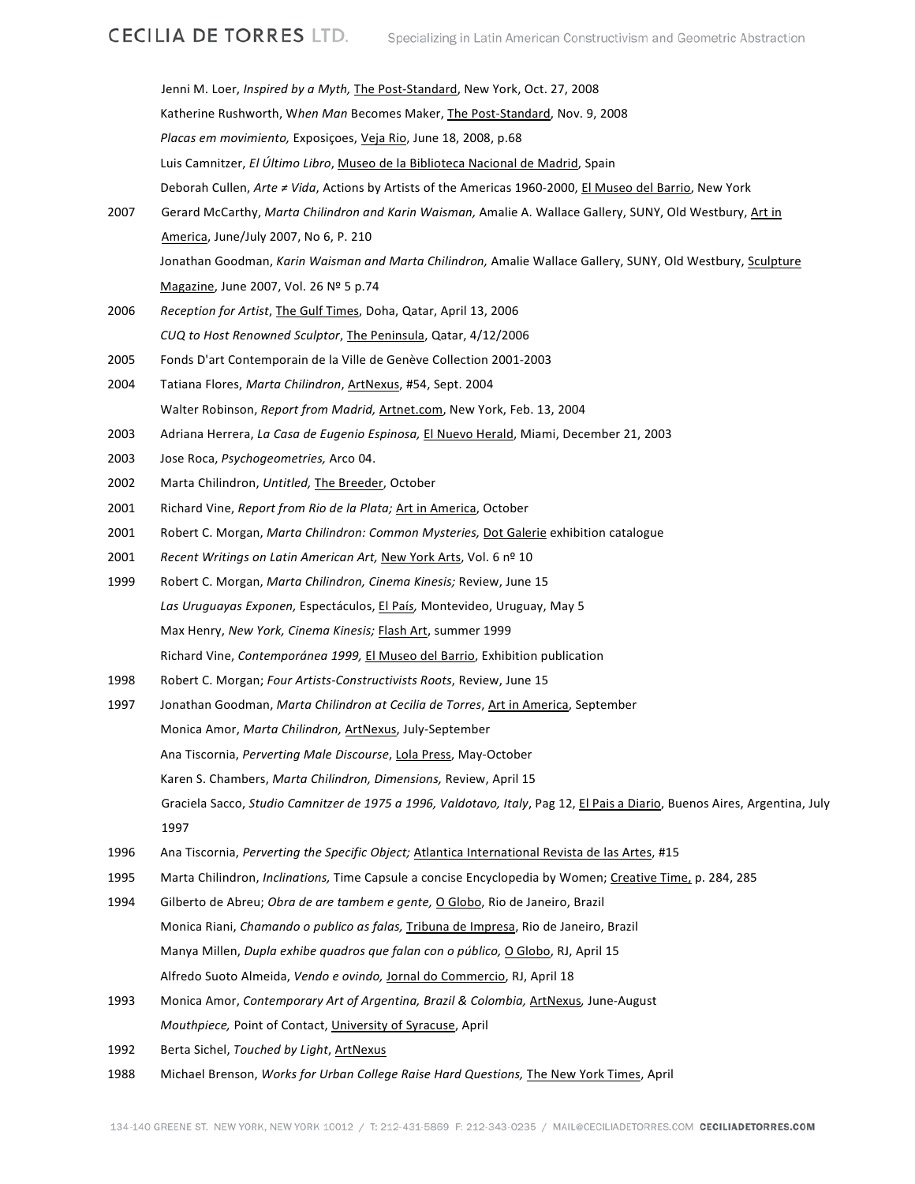Jenni M. Loer, *Inspired by a Myth,* The Post-Standard, New York, Oct. 27, 2008

Katherine Rushworth, W*hen Man* Becomes Maker, The Post-Standard, Nov. 9, 2008

*Placas em movimiento,* Exposiçoes, Veja Rio, June 18, 2008, p.68

Luis Camnitzer, *El Último Libro*, Museo de la Biblioteca Nacional de Madrid, Spain

Deborah Cullen, *Arte ≠ Vida*, Actions by Artists of the Americas 1960-2000, El Museo del Barrio, New York

2007 Gerard McCarthy, *Marta Chilindron and Karin Waisman,* Amalie A. Wallace Gallery, SUNY, Old Westbury, Art in America, June/July 2007, No 6, P. 210

Jonathan Goodman, *Karin Waisman and Marta Chilindron,* Amalie Wallace Gallery, SUNY, Old Westbury, Sculpture Magazine, June 2007, Vol. 26 Nº 5 p.74

2006 *Reception for Artist*, The Gulf Times, Doha, Qatar, April 13, 2006

*CUQ to Host Renowned Sculptor*, The Peninsula, Qatar, 4/12/2006

2005 Fonds D'art Contemporain de la Ville de Genève Collection 2001-2003

2004 Tatiana Flores, *Marta Chilindron*, ArtNexus, #54, Sept. 2004

Walter Robinson, *Report from Madrid,* Artnet.com, New York, Feb. 13, 2004

2003 Adriana Herrera, *La Casa de Eugenio Espinosa,* El Nuevo Herald, Miami, December 21, 2003

2003 Jose Roca, *Psychogeometries,* Arco 04.

2002 Marta Chilindron, *Untitled,* The Breeder, October

2001 Richard Vine, *Report from Rio de la Plata;* Art in America, October

2001 Robert C. Morgan, *Marta Chilindron: Common Mysteries,* Dot Galerie exhibition catalogue

2001 *Recent Writings on Latin American Art,* New York Arts, Vol. 6 nº 10

1999 Robert C. Morgan, *Marta Chilindron, Cinema Kinesis;* Review, June 15

*Las Uruguayas Exponen,* Espectáculos, *El País,* Montevideo, Uruguay, May 5

Max Henry, *New York, Cinema Kinesis;* Flash Art, summer 1999

Richard Vine, *Contemporánea 1999,* El Museo del Barrio, Exhibition publication

1998 Robert C. Morgan; *Four Artists-Constructivists Roots*, Review, June 15

1997 Jonathan Goodman, *Marta Chilindron at Cecilia de Torres*, Art in America, September

Monica Amor, *Marta Chilindron,* ArtNexus, July-September

Ana Tiscornia, *Perverting Male Discourse*, Lola Press, May-October

Karen S. Chambers, *Marta Chilindron, Dimensions,* Review, April 15

Graciela Sacco, *Studio Camnitzer de 1975 a 1996, Valdotavo, Italy*, Pag 12, El Pais a Diario, Buenos Aires, Argentina, July 1997

1996 Ana Tiscornia, *Perverting the Specific Object;* Atlantica International Revista de las Artes, #15

1995 Marta Chilindron, *Inclinations,* Time Capsule a concise Encyclopedia by Women; Creative Time, p. 284, 285

1994 Gilberto de Abreu; *Obra de are tambem e gente,* O Globo, Rio de Janeiro, Brazil

Monica Riani, *Chamando o publico as falas,* Tribuna de Impresa, Rio de Janeiro, Brazil

Manya Millen, *Dupla exhibe quadros que falan con o público,* O Globo, RJ, April 15

Alfredo Suoto Almeida, *Vendo e ovindo,* Jornal do Commercio, RJ, April 18

1993 Monica Amor, *Contemporary Art of Argentina, Brazil & Colombia,* ArtNexus, June-August

*Mouthpiece,* Point of Contact, University of Syracuse, April

1992 Berta Sichel, *Touched by Light*, ArtNexus

1988 Michael Brenson, *Works for Urban College Raise Hard Questions,* The New York Times, April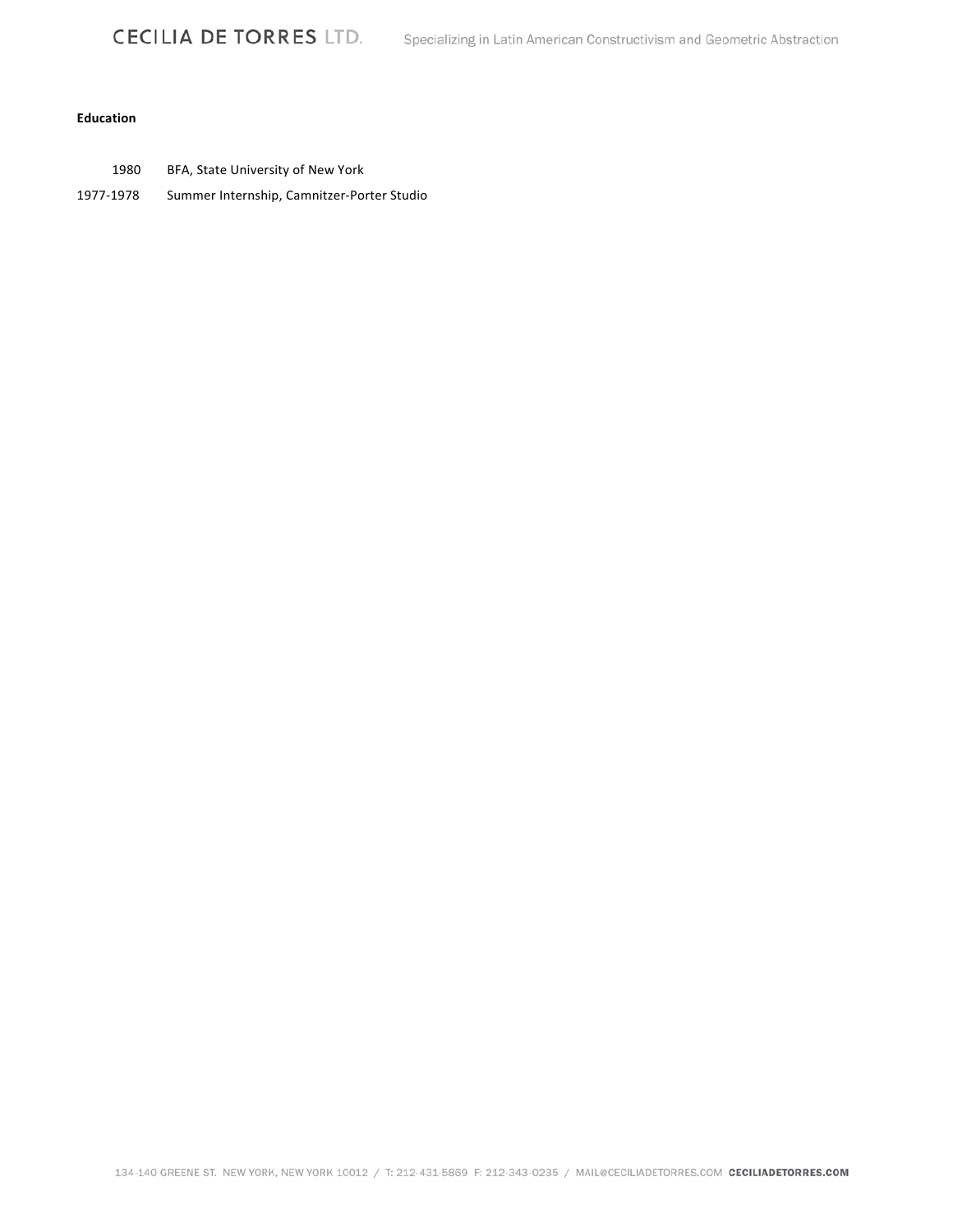**Education**

| | |
|---|---|
| 1980 | BFA, State University of New York |
| 1977-1978 | Summer Internship, Camnitzer-Porter Studio |